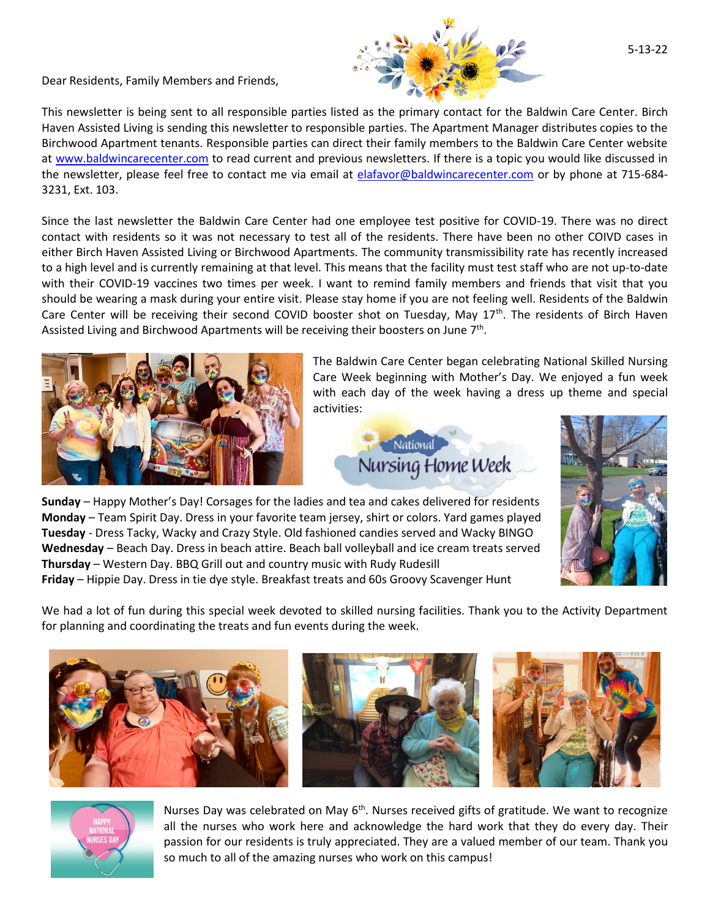5-13-22

Dear Residents, Family Members and Friends,

This newsletter is being sent to all responsible parties listed as the primary contact for the Baldwin Care Center. Birch Haven Assisted Living is sending this newsletter to responsible parties. The Apartment Manager distributes copies to the Birchwood Apartment tenants. Responsible parties can direct their family members to the Baldwin Care Center website at www.baldwincarecenter.com to read current and previous newsletters. If there is a topic you would like discussed in the newsletter, please feel free to contact me via email at elafavor@baldwincarecenter.com or by phone at 715-684-3231, Ext. 103.

Since the last newsletter the Baldwin Care Center had one employee test positive for COVID-19. There was no direct contact with residents so it was not necessary to test all of the residents. There have been no other COIVD cases in either Birch Haven Assisted Living or Birchwood Apartments. The community transmissibility rate has recently increased to a high level and is currently remaining at that level. This means that the facility must test staff who are not up-to-date with their COVID-19 vaccines two times per week. I want to remind family members and friends that visit that you should be wearing a mask during your entire visit. Please stay home if you are not feeling well. Residents of the Baldwin Care Center will be receiving their second COVID booster shot on Tuesday, May 17th. The residents of Birch Haven Assisted Living and Birchwood Apartments will be receiving their boosters on June 7th.

The Baldwin Care Center began celebrating National Skilled Nursing Care Week beginning with Mother's Day. We enjoyed a fun week with each day of the week having a dress up theme and special activities:

National Nursing Home Week

**Sunday** – Happy Mother's Day! Corsages for the ladies and tea and cakes delivered for residents
**Monday** – Team Spirit Day. Dress in your favorite team jersey, shirt or colors. Yard games played
**Tuesday** - Dress Tacky, Wacky and Crazy Style. Old fashioned candies served and Wacky BINGO
**Wednesday** – Beach Day. Dress in beach attire. Beach ball volleyball and ice cream treats served
**Thursday** – Western Day. BBQ Grill out and country music with Rudy Rudesill
**Friday** – Hippie Day. Dress in tie dye style. Breakfast treats and 60s Groovy Scavenger Hunt

We had a lot of fun during this special week devoted to skilled nursing facilities. Thank you to the Activity Department for planning and coordinating the treats and fun events during the week.

HAPPY NATIONAL NURSES DAY

Nurses Day was celebrated on May 6th. Nurses received gifts of gratitude. We want to recognize all the nurses who work here and acknowledge the hard work that they do every day. Their passion for our residents is truly appreciated. They are a valued member of our team. Thank you so much to all of the amazing nurses who work on this campus!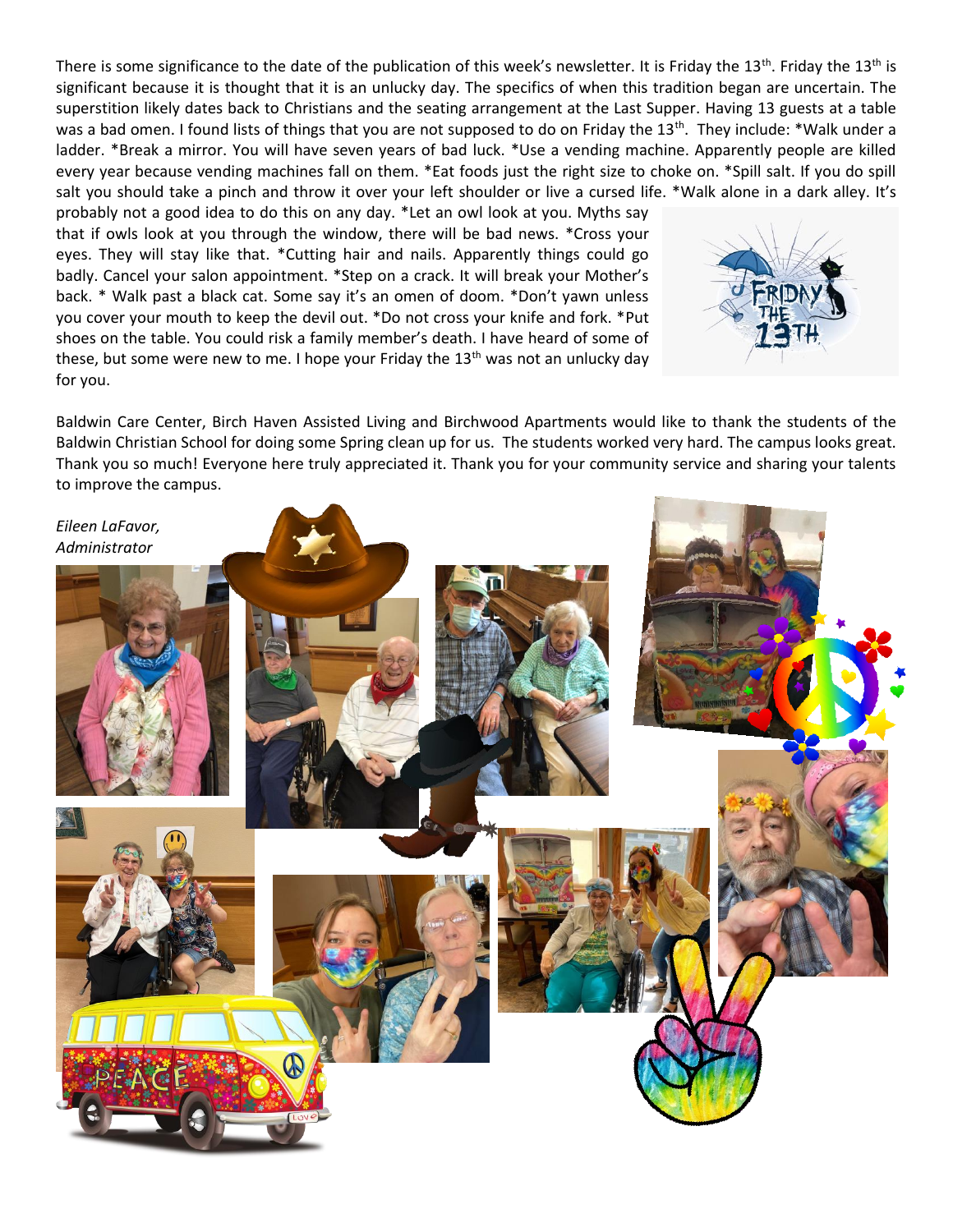There is some significance to the date of the publication of this week's newsletter. It is Friday the 13th. Friday the 13th is significant because it is thought that it is an unlucky day. The specifics of when this tradition began are uncertain. The superstition likely dates back to Christians and the seating arrangement at the Last Supper. Having 13 guests at a table was a bad omen. I found lists of things that you are not supposed to do on Friday the 13th. They include: *Walk under a ladder. *Break a mirror. You will have seven years of bad luck. *Use a vending machine. Apparently people are killed every year because vending machines fall on them. *Eat foods just the right size to choke on. *Spill salt. If you do spill salt you should take a pinch and throw it over your left shoulder or live a cursed life. *Walk alone in a dark alley. It's probably not a good idea to do this on any day. *Let an owl look at you. Myths say that if owls look at you through the window, there will be bad news. *Cross your eyes. They will stay like that. *Cutting hair and nails. Apparently things could go badly. Cancel your salon appointment. *Step on a crack. It will break your Mother's back. * Walk past a black cat. Some say it's an omen of doom. *Don't yawn unless you cover your mouth to keep the devil out. *Do not cross your knife and fork. *Put shoes on the table. You could risk a family member's death. I have heard of some of these, but some were new to me. I hope your Friday the 13th was not an unlucky day for you.

Baldwin Care Center, Birch Haven Assisted Living and Birchwood Apartments would like to thank the students of the Baldwin Christian School for doing some Spring clean up for us. The students worked very hard. The campus looks great. Thank you so much! Everyone here truly appreciated it. Thank you for your community service and sharing your talents to improve the campus.

*Eileen LaFavor,*
*Administrator*